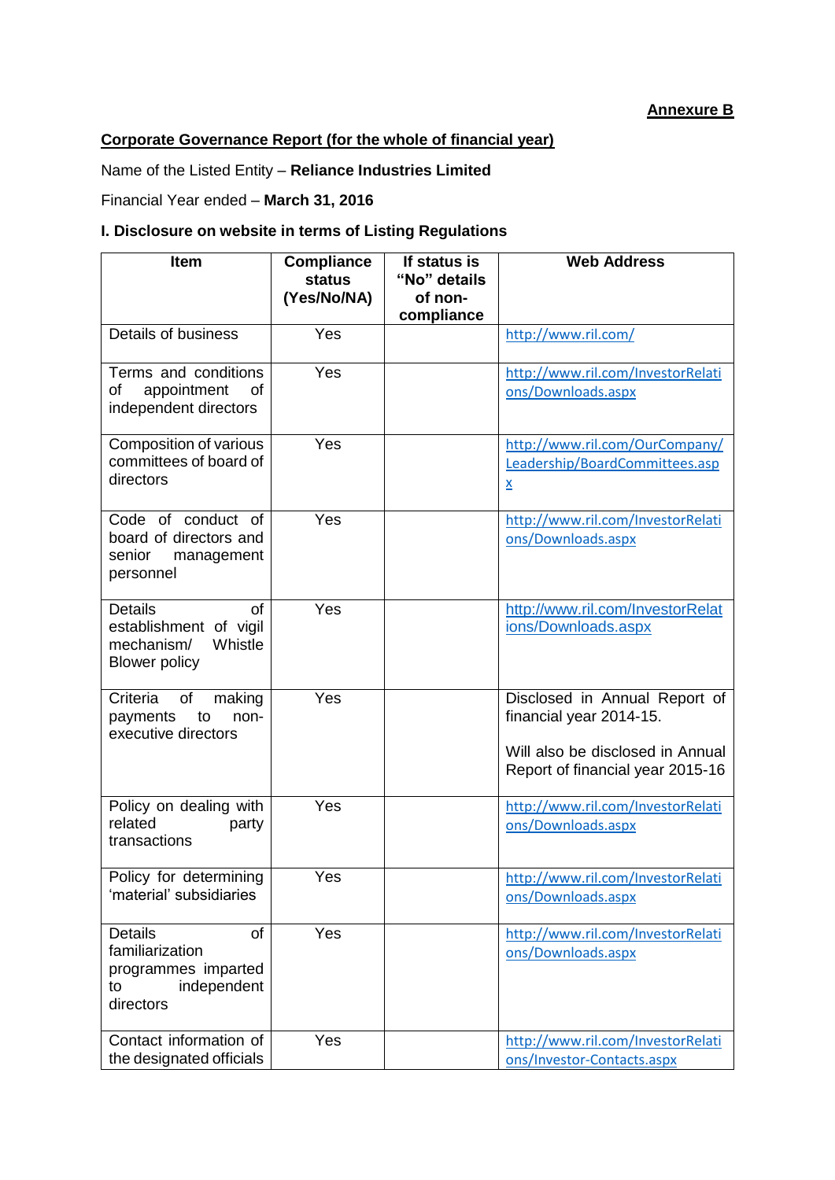**Annexure B**

## Corporate Governance Report (for the whole of financial year)

Name of the Listed Entity – **Reliance Industries Limited**

Financial Year ended – **March 31, 2016**

### I. Disclosure on website in terms of Listing Regulations

| Item | Compliance status (Yes/No/NA) | If status is "No" details of non-compliance | Web Address |
|---|---|---|---|
| Details of business | Yes | | http://www.ril.com/ |
| Terms and conditions of appointment of independent directors | Yes | | http://www.ril.com/InvestorRelations/Downloads.aspx |
| Composition of various committees of board of directors | Yes | | http://www.ril.com/OurCompany/Leadership/BoardCommittees.aspx |
| Code of conduct of board of directors and senior management personnel | Yes | | http://www.ril.com/InvestorRelations/Downloads.aspx |
| Details of establishment of vigil mechanism/ Whistle Blower policy | Yes | | http://www.ril.com/InvestorRelations/Downloads.aspx |
| Criteria of making payments to non-executive directors | Yes | | Disclosed in Annual Report of financial year 2014-15. Will also be disclosed in Annual Report of financial year 2015-16 |
| Policy on dealing with related party transactions | Yes | | http://www.ril.com/InvestorRelations/Downloads.aspx |
| Policy for determining 'material' subsidiaries | Yes | | http://www.ril.com/InvestorRelations/Downloads.aspx |
| Details of familiarization programmes imparted to independent directors | Yes | | http://www.ril.com/InvestorRelations/Downloads.aspx |
| Contact information of the designated officials | Yes | | http://www.ril.com/InvestorRelations/Investor-Contacts.aspx |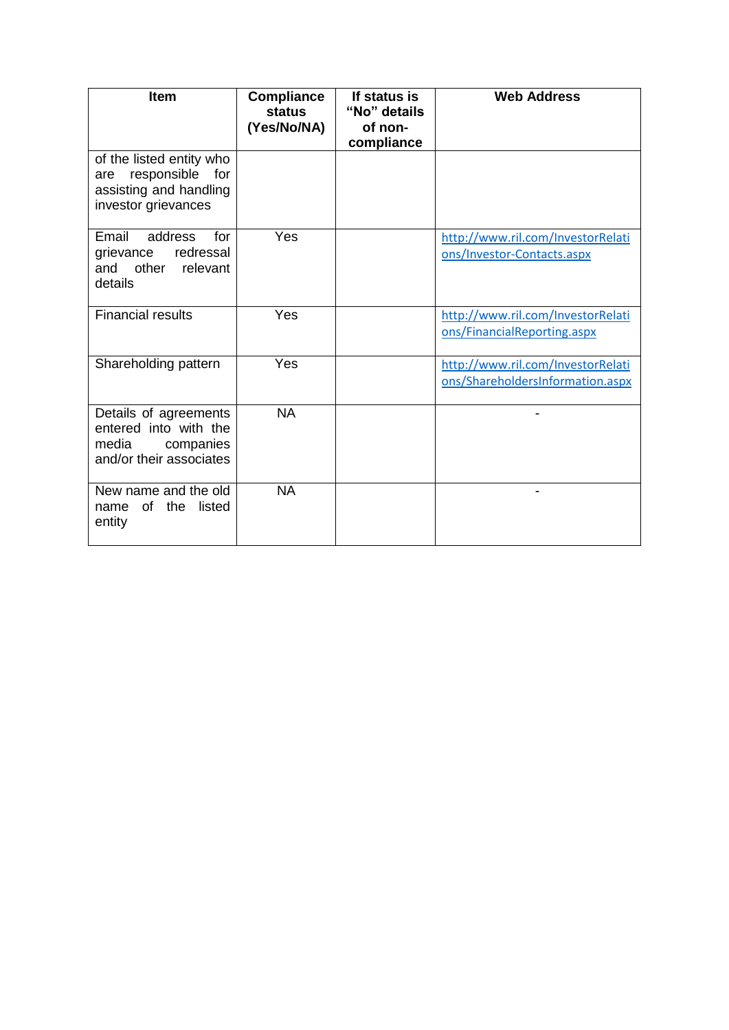| Item | Compliance status (Yes/No/NA) | If status is "No" details of non-compliance | Web Address |
|---|---|---|---|
| of the listed entity who are responsible for assisting and handling investor grievances | | | |
| Email address for grievance redressal and other relevant details | Yes | | http://www.ril.com/InvestorRelations/Investor-Contacts.aspx |
| Financial results | Yes | | http://www.ril.com/InvestorRelations/FinancialReporting.aspx |
| Shareholding pattern | Yes | | http://www.ril.com/InvestorRelations/ShareholdersInformation.aspx |
| Details of agreements entered into with the media companies and/or their associates | NA | | - |
| New name and the old name of the listed entity | NA | | - |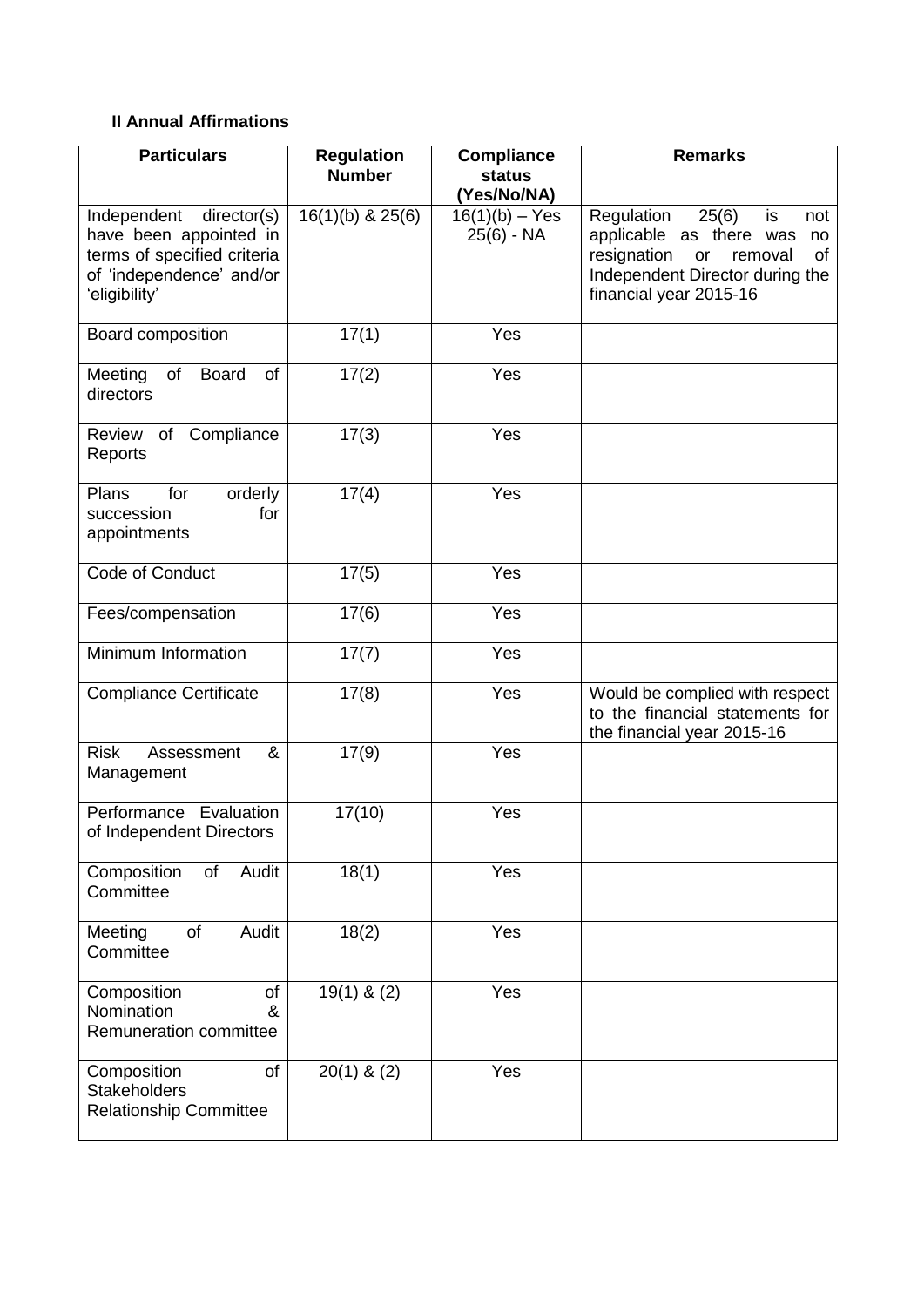**II Annual Affirmations**

| Particulars | Regulation Number | Compliance status (Yes/No/NA) | Remarks |
|---|---|---|---|
| Independent director(s) have been appointed in terms of specified criteria of 'independence' and/or 'eligibility' | 16(1)(b) & 25(6) | 16(1)(b) – Yes 25(6) - NA | Regulation 25(6) is not applicable as there was no resignation or removal of Independent Director during the financial year 2015-16 |
| Board composition | 17(1) | Yes | |
| Meeting of Board of directors | 17(2) | Yes | |
| Review of Compliance Reports | 17(3) | Yes | |
| Plans for orderly succession for appointments | 17(4) | Yes | |
| Code of Conduct | 17(5) | Yes | |
| Fees/compensation | 17(6) | Yes | |
| Minimum Information | 17(7) | Yes | |
| Compliance Certificate | 17(8) | Yes | Would be complied with respect to the financial statements for the financial year 2015-16 |
| Risk Assessment & Management | 17(9) | Yes | |
| Performance Evaluation of Independent Directors | 17(10) | Yes | |
| Composition of Audit Committee | 18(1) | Yes | |
| Meeting of Audit Committee | 18(2) | Yes | |
| Composition of Nomination & Remuneration committee | 19(1) & (2) | Yes | |
| Composition of Stakeholders Relationship Committee | 20(1) & (2) | Yes | |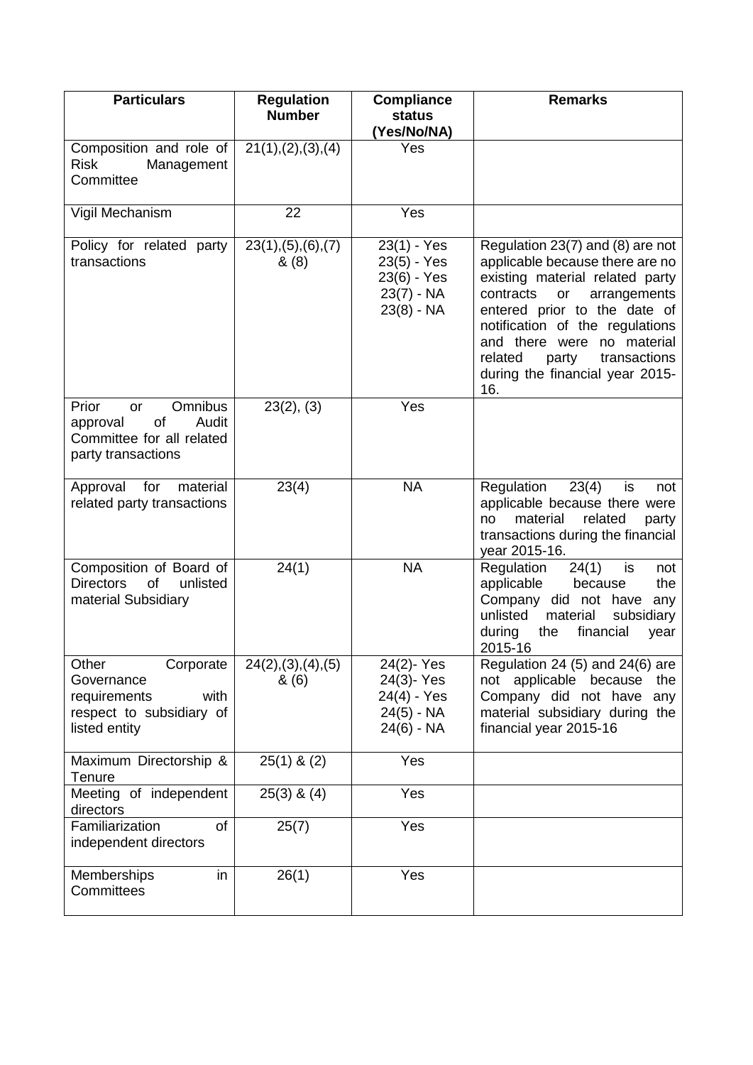| Particulars | Regulation Number | Compliance status (Yes/No/NA) | Remarks |
| --- | --- | --- | --- |
| Composition and role of Risk Management Committee | 21(1),(2),(3),(4) | Yes | |
| Vigil Mechanism | 22 | Yes | |
| Policy for related party transactions | 23(1),(5),(6),(7) & (8) | 23(1) - Yes<br>23(5) - Yes<br>23(6) - Yes<br>23(7) - NA<br>23(8) - NA | Regulation 23(7) and (8) are not applicable because there are no existing material related party contracts or arrangements entered prior to the date of notification of the regulations and there were no material related party transactions during the financial year 2015-16. |
| Prior or Omnibus approval of Audit Committee for all related party transactions | 23(2), (3) | Yes | |
| Approval for material related party transactions | 23(4) | NA | Regulation 23(4) is not applicable because there were no material related party transactions during the financial year 2015-16. |
| Composition of Board of Directors of unlisted material Subsidiary | 24(1) | NA | Regulation 24(1) is not applicable because the Company did not have any unlisted material subsidiary during the financial year 2015-16 |
| Other Corporate Governance requirements with respect to subsidiary of listed entity | 24(2),(3),(4),(5) & (6) | 24(2)- Yes<br>24(3)- Yes<br>24(4) - Yes<br>24(5) - NA<br>24(6) - NA | Regulation 24 (5) and 24(6) are not applicable because the Company did not have any material subsidiary during the financial year 2015-16 |
| Maximum Directorship & Tenure | 25(1) & (2) | Yes | |
| Meeting of independent directors | 25(3) & (4) | Yes | |
| Familiarization of independent directors | 25(7) | Yes | |
| Memberships in Committees | 26(1) | Yes | |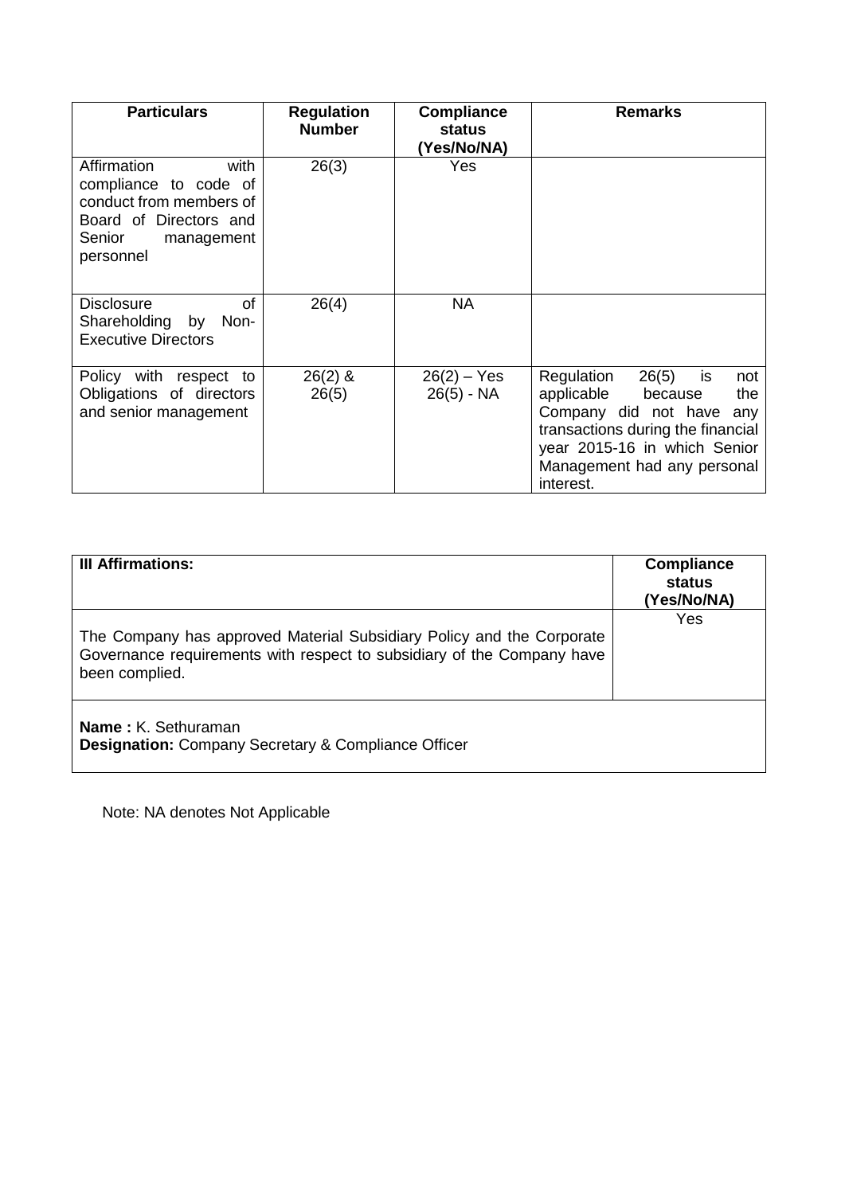| Particulars | Regulation Number | Compliance status (Yes/No/NA) | Remarks |
|---|---|---|---|
| Affirmation with compliance to code of conduct from members of Board of Directors and Senior management personnel | 26(3) | Yes | |
| Disclosure of Shareholding by Non-Executive Directors | 26(4) | NA | |
| Policy with respect to Obligations of directors and senior management | 26(2) & 26(5) | 26(2) – Yes 26(5) - NA | Regulation 26(5) is not applicable because the Company did not have any transactions during the financial year 2015-16 in which Senior Management had any personal interest. |

| **III Affirmations:** | **Compliance status (Yes/No/NA)** |
|---|---|
| The Company has approved Material Subsidiary Policy and the Corporate Governance requirements with respect to subsidiary of the Company have been complied. | Yes |
| **Name :** K. Sethuraman<br>**Designation:** Company Secretary & Compliance Officer | |

Note: NA denotes Not Applicable